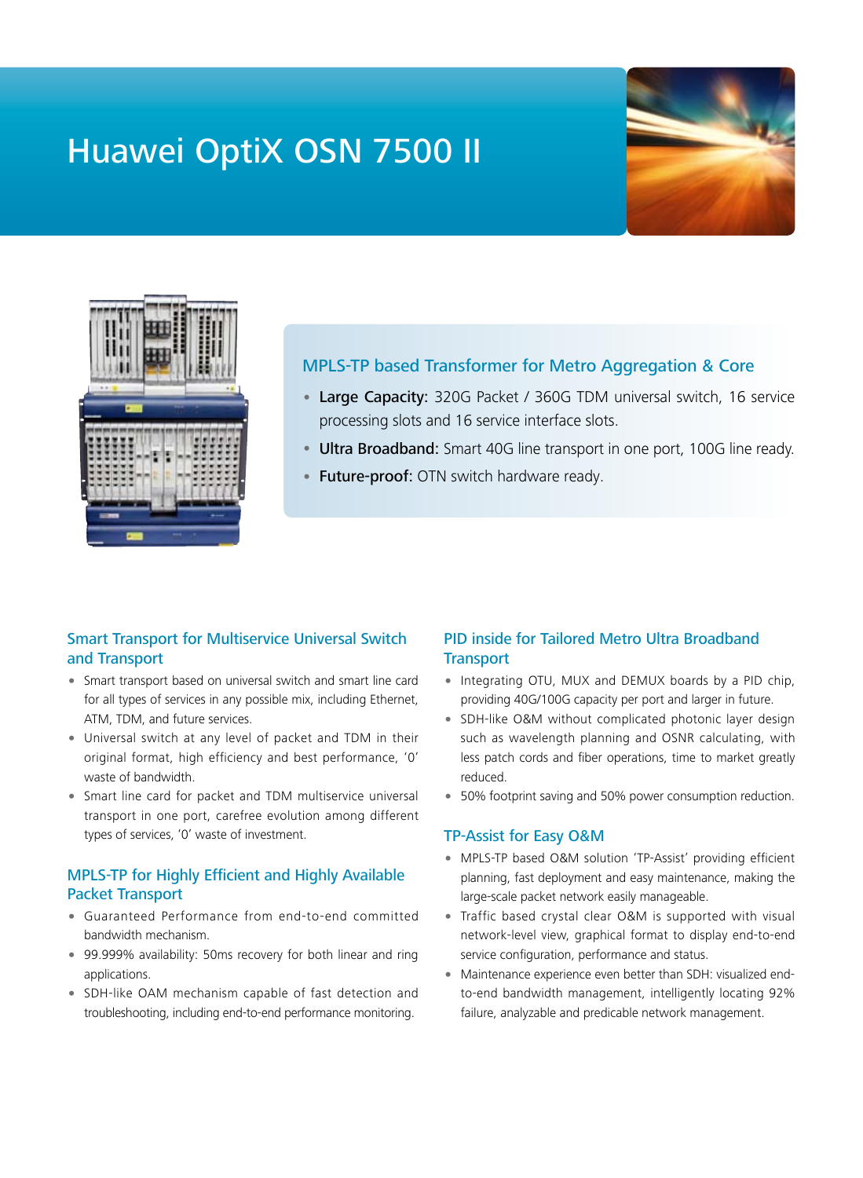# Huawei OptiX OSN 7500 II

## MPLS-TP based Transformer for Metro Aggregation & Core

- **Large Capacity:** 320G Packet / 360G TDM universal switch, 16 service processing slots and 16 service interface slots.
- **Ultra Broadband:** Smart 40G line transport in one port, 100G line ready.
- **Future-proof:** OTN switch hardware ready.

### Smart Transport for Multiservice Universal Switch and Transport

- Smart transport based on universal switch and smart line card for all types of services in any possible mix, including Ethernet, ATM, TDM, and future services.
- Universal switch at any level of packet and TDM in their original format, high efficiency and best performance, '0' waste of bandwidth.
- Smart line card for packet and TDM multiservice universal transport in one port, carefree evolution among different types of services, '0' waste of investment.

### MPLS-TP for Highly Efficient and Highly Available Packet Transport

- Guaranteed Performance from end-to-end committed bandwidth mechanism.
- 99.999% availability: 50ms recovery for both linear and ring applications.
- SDH-like OAM mechanism capable of fast detection and troubleshooting, including end-to-end performance monitoring.

### PID inside for Tailored Metro Ultra Broadband Transport

- Integrating OTU, MUX and DEMUX boards by a PID chip, providing 40G/100G capacity per port and larger in future.
- SDH-like O&M without complicated photonic layer design such as wavelength planning and OSNR calculating, with less patch cords and fiber operations, time to market greatly reduced.
- 50% footprint saving and 50% power consumption reduction.

### TP-Assist for Easy O&M

- MPLS-TP based O&M solution 'TP-Assist' providing efficient planning, fast deployment and easy maintenance, making the large-scale packet network easily manageable.
- Traffic based crystal clear O&M is supported with visual network-level view, graphical format to display end-to-end service configuration, performance and status.
- Maintenance experience even better than SDH: visualized end-to-end bandwidth management, intelligently locating 92% failure, analyzable and predicable network management.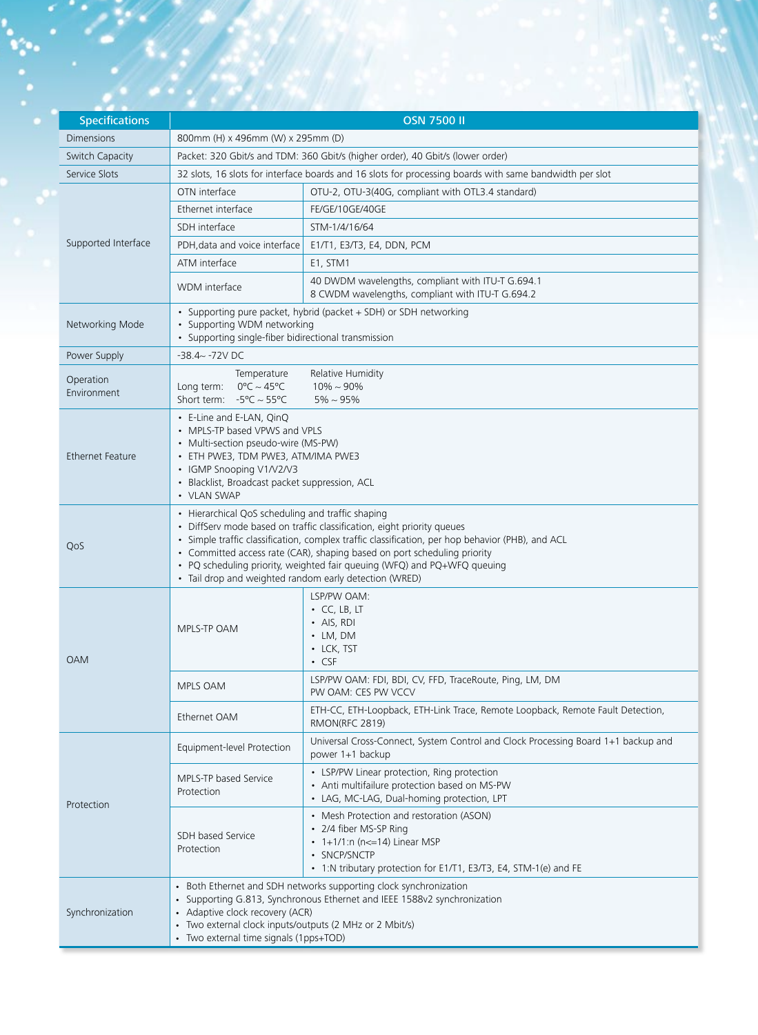| Specifications | OSN 7500 II | |
|---|---|---|
| Dimensions | 800mm (H) x 496mm (W) x 295mm (D) | |
| Switch Capacity | Packet: 320 Gbit/s and TDM: 360 Gbit/s (higher order), 40 Gbit/s (lower order) | |
| Service Slots | 32 slots, 16 slots for interface boards and 16 slots for processing boards with same bandwidth per slot | |
| Supported Interface | OTN interface | OTU-2, OTU-3(40G, compliant with OTL3.4 standard) |
| | Ethernet interface | FE/GE/10GE/40GE |
| | SDH interface | STM-1/4/16/64 |
| | PDH,data and voice interface | E1/T1, E3/T3, E4, DDN, PCM |
| | ATM interface | E1, STM1 |
| | WDM interface | 40 DWDM wavelengths, compliant with ITU-T G.694.1<br>8 CWDM wavelengths, compliant with ITU-T G.694.2 |
| Networking Mode | • Supporting pure packet, hybrid (packet + SDH) or SDH networking<br>• Supporting WDM networking<br>• Supporting single-fiber bidirectional transmission | |
| Power Supply | -38.4~ -72V DC | |
| Operation Environment | Temperature / Relative Humidity<br>Long term: 0°C ~ 45°C / 10% ~ 90%<br>Short term: -5°C ~ 55°C / 5% ~ 95% | |
| Ethernet Feature | • E-Line and E-LAN, QinQ<br>• MPLS-TP based VPWS and VPLS<br>• Multi-section pseudo-wire (MS-PW)<br>• ETH PWE3, TDM PWE3, ATM/IMA PWE3<br>• IGMP Snooping V1/V2/V3<br>• Blacklist, Broadcast packet suppression, ACL<br>• VLAN SWAP | |
| QoS | • Hierarchical QoS scheduling and traffic shaping<br>• DiffServ mode based on traffic classification, eight priority queues<br>• Simple traffic classification, complex traffic classification, per hop behavior (PHB), and ACL<br>• Committed access rate (CAR), shaping based on port scheduling priority<br>• PQ scheduling priority, weighted fair queuing (WFQ) and PQ+WFQ queuing<br>• Tail drop and weighted random early detection (WRED) | |
| OAM | MPLS-TP OAM | LSP/PW OAM:<br>• CC, LB, LT<br>• AIS, RDI<br>• LM, DM<br>• LCK, TST<br>• CSF |
| | MPLS OAM | LSP/PW OAM: FDI, BDI, CV, FFD, TraceRoute, Ping, LM, DM<br>PW OAM: CES PW VCCV |
| | Ethernet OAM | ETH-CC, ETH-Loopback, ETH-Link Trace, Remote Loopback, Remote Fault Detection, RMON(RFC 2819) |
| Protection | Equipment-level Protection | Universal Cross-Connect, System Control and Clock Processing Board 1+1 backup and power 1+1 backup |
| | MPLS-TP based Service Protection | • LSP/PW Linear protection, Ring protection<br>• Anti multifailure protection based on MS-PW<br>• LAG, MC-LAG, Dual-homing protection, LPT |
| | SDH based Service Protection | • Mesh Protection and restoration (ASON)<br>• 2/4 fiber MS-SP Ring<br>• 1+1/1:n (n<=14) Linear MSP<br>• SNCP/SNCTP<br>• 1:N tributary protection for E1/T1, E3/T3, E4, STM-1(e) and FE |
| Synchronization | • Both Ethernet and SDH networks supporting clock synchronization<br>• Supporting G.813, Synchronous Ethernet and IEEE 1588v2 synchronization<br>• Adaptive clock recovery (ACR)<br>• Two external clock inputs/outputs (2 MHz or 2 Mbit/s)<br>• Two external time signals (1pps+TOD) | |